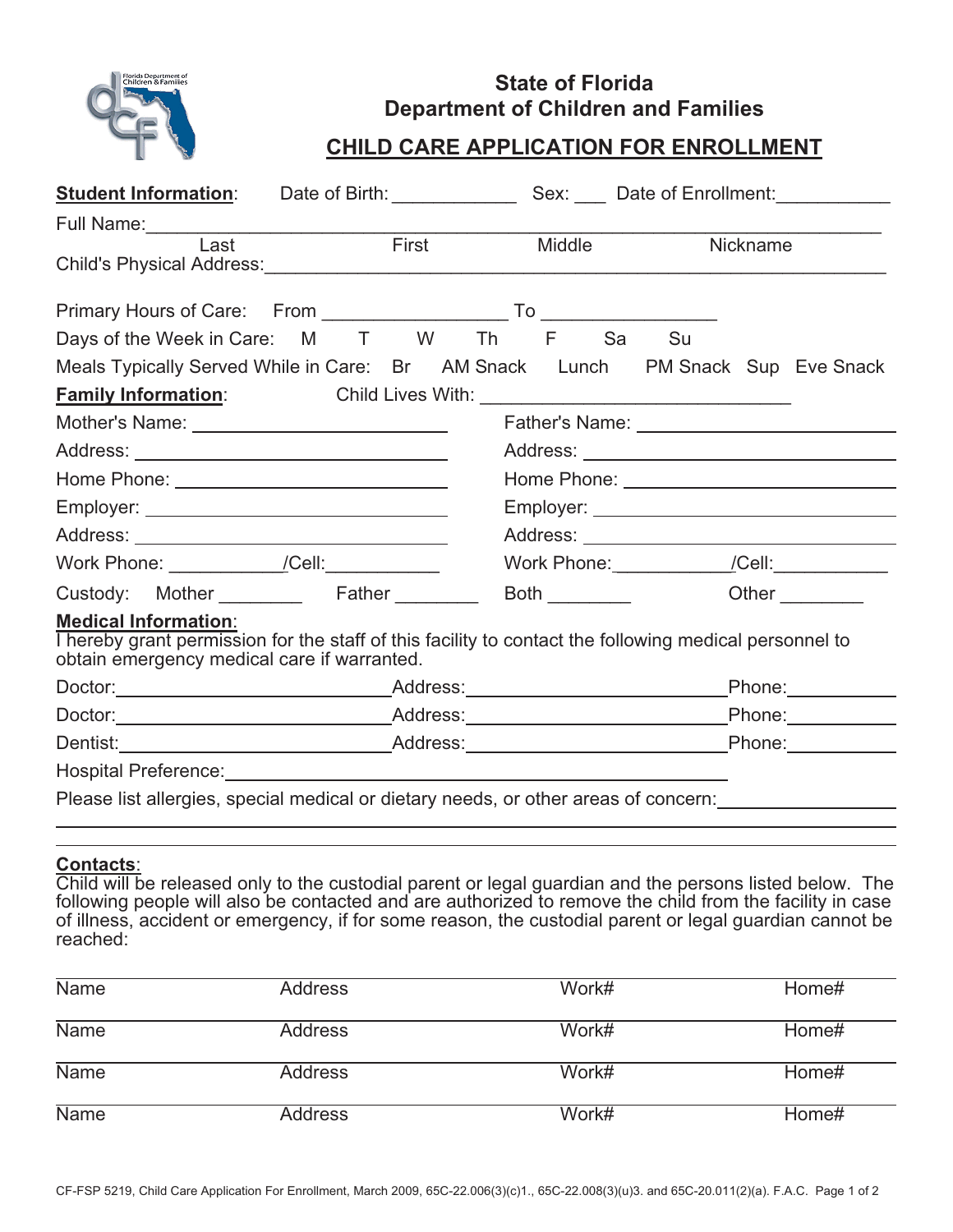# State of Florida
# Department of Children and Families

## CHILD CARE APPLICATION FOR ENROLLMENT

**Student Information**: Date of Birth: ____________ Sex: ___ Date of Enrollment: ___________

Full Name: ______________________________________________________________________
Last First Middle Nickname

Child's Physical Address: ___________________________________________________________

Primary Hours of Care: From _________________ To ________________

Days of the Week in Care: M T W Th F Sa Su

Meals Typically Served While in Care: Br AM Snack Lunch PM Snack Sup Eve Snack

**Family Information**: Child Lives With: ______________________________

| | |
|---|---|
| Mother's Name: ________________________ | Father's Name: ________________________ |
| Address: ________________________ | Address: ________________________ |
| Home Phone: ________________________ | Home Phone: ________________________ |
| Employer: ________________________ | Employer: ________________________ |
| Address: ________________________ | Address: ________________________ |
| Work Phone: ___________/Cell: ___________ | Work Phone: ___________/Cell: ___________ |

Custody: Mother ________ Father ________ Both ________ Other ________

**Medical Information**:
I hereby grant permission for the staff of this facility to contact the following medical personnel to obtain emergency medical care if warranted.

Doctor: ________________________ Address: ________________________ Phone: __________

Doctor: ________________________ Address: ________________________ Phone: __________

Dentist: ________________________ Address: ________________________ Phone: __________

Hospital Preference: ______________________________________________

Please list allergies, special medical or dietary needs, or other areas of concern: ________________
______________________________________________________________________
______________________________________________________________________

**Contacts**:
Child will be released only to the custodial parent or legal guardian and the persons listed below. The following people will also be contacted and are authorized to remove the child from the facility in case of illness, accident or emergency, if for some reason, the custodial parent or legal guardian cannot be reached:

| Name | Address | Work# | Home# |
|---|---|---|---|
| Name | Address | Work# | Home# |
| Name | Address | Work# | Home# |
| Name | Address | Work# | Home# |

CF-FSP 5219, Child Care Application For Enrollment, March 2009, 65C-22.006(3)(c)1., 65C-22.008(3)(u)3. and 65C-20.011(2)(a). F.A.C.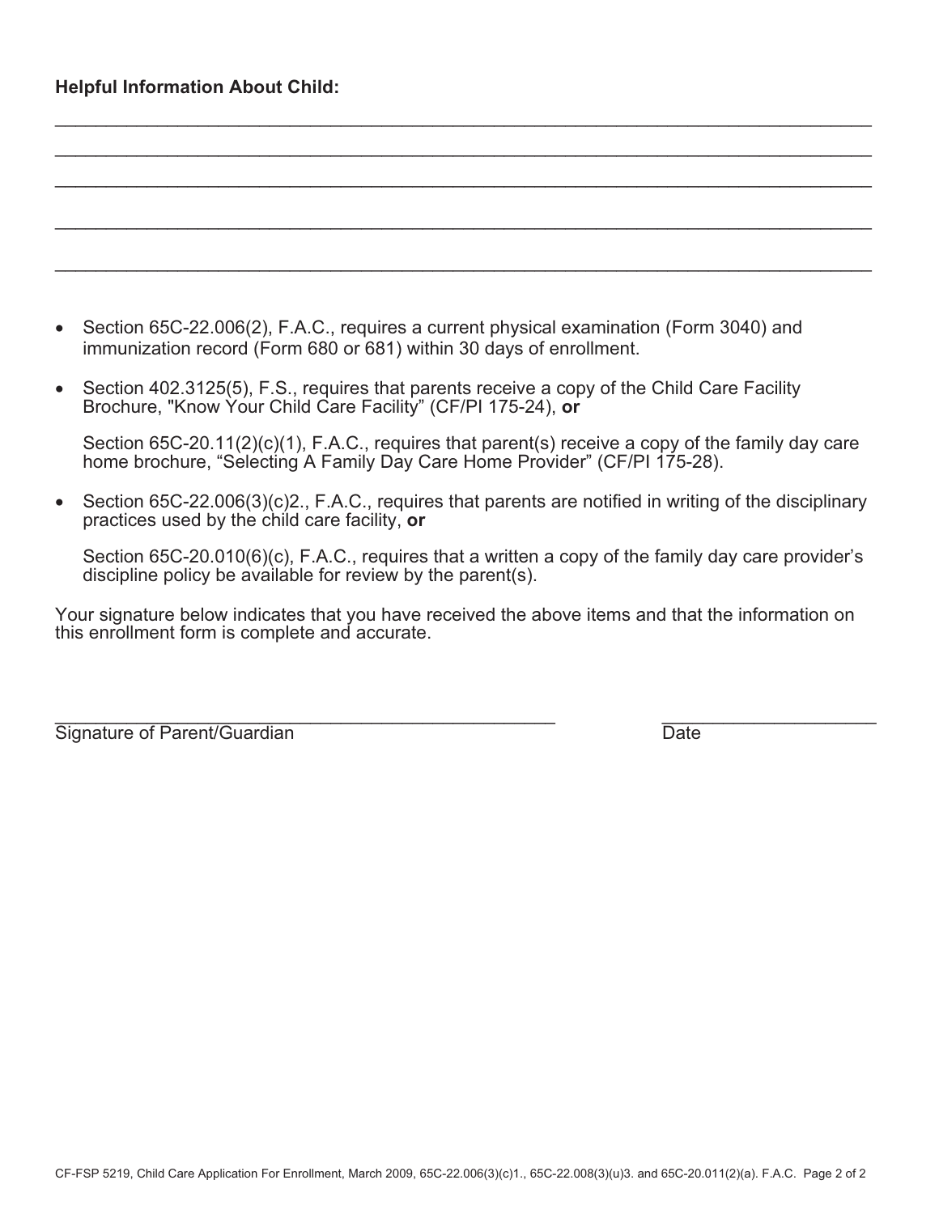**Helpful Information About Child:**

\_\_\_\_\_\_\_\_\_\_\_\_\_\_\_\_\_\_\_\_\_\_\_\_\_\_\_\_\_\_\_\_\_\_\_\_\_\_\_\_\_\_\_\_\_\_\_\_\_\_\_\_\_\_\_\_\_\_\_\_\_\_\_\_\_\_\_\_\_\_\_\_

\_\_\_\_\_\_\_\_\_\_\_\_\_\_\_\_\_\_\_\_\_\_\_\_\_\_\_\_\_\_\_\_\_\_\_\_\_\_\_\_\_\_\_\_\_\_\_\_\_\_\_\_\_\_\_\_\_\_\_\_\_\_\_\_\_\_\_\_\_\_\_\_

\_\_\_\_\_\_\_\_\_\_\_\_\_\_\_\_\_\_\_\_\_\_\_\_\_\_\_\_\_\_\_\_\_\_\_\_\_\_\_\_\_\_\_\_\_\_\_\_\_\_\_\_\_\_\_\_\_\_\_\_\_\_\_\_\_\_\_\_\_\_\_\_

\_\_\_\_\_\_\_\_\_\_\_\_\_\_\_\_\_\_\_\_\_\_\_\_\_\_\_\_\_\_\_\_\_\_\_\_\_\_\_\_\_\_\_\_\_\_\_\_\_\_\_\_\_\_\_\_\_\_\_\_\_\_\_\_\_\_\_\_\_\_\_\_

\_\_\_\_\_\_\_\_\_\_\_\_\_\_\_\_\_\_\_\_\_\_\_\_\_\_\_\_\_\_\_\_\_\_\_\_\_\_\_\_\_\_\_\_\_\_\_\_\_\_\_\_\_\_\_\_\_\_\_\_\_\_\_\_\_\_\_\_\_\_\_\_

- Section 65C-22.006(2), F.A.C., requires a current physical examination (Form 3040) and immunization record (Form 680 or 681) within 30 days of enrollment.
- Section 402.3125(5), F.S., requires that parents receive a copy of the Child Care Facility Brochure, "Know Your Child Care Facility" (CF/PI 175-24), **or**

  Section 65C-20.11(2)(c)(1), F.A.C., requires that parent(s) receive a copy of the family day care home brochure, "Selecting A Family Day Care Home Provider" (CF/PI 175-28).
- Section 65C-22.006(3)(c)2., F.A.C., requires that parents are notified in writing of the disciplinary practices used by the child care facility, **or**

  Section 65C-20.010(6)(c), F.A.C., requires that a written a copy of the family day care provider's discipline policy be available for review by the parent(s).

Your signature below indicates that you have received the above items and that the information on this enrollment form is complete and accurate.

\_\_\_\_\_\_\_\_\_\_\_\_\_\_\_\_\_\_\_\_\_\_\_\_\_\_\_\_\_\_\_\_\_\_\_\_\_\_\_\_\_\_ \_\_\_\_\_\_\_\_\_\_\_\_\_\_\_\_\_\_\_\_
Signature of Parent/Guardian Date

CF-FSP 5219, Child Care Application For Enrollment, March 2009, 65C-22.006(3)(c)1., 65C-22.008(3)(u)3. and 65C-20.011(2)(a). F.A.C.